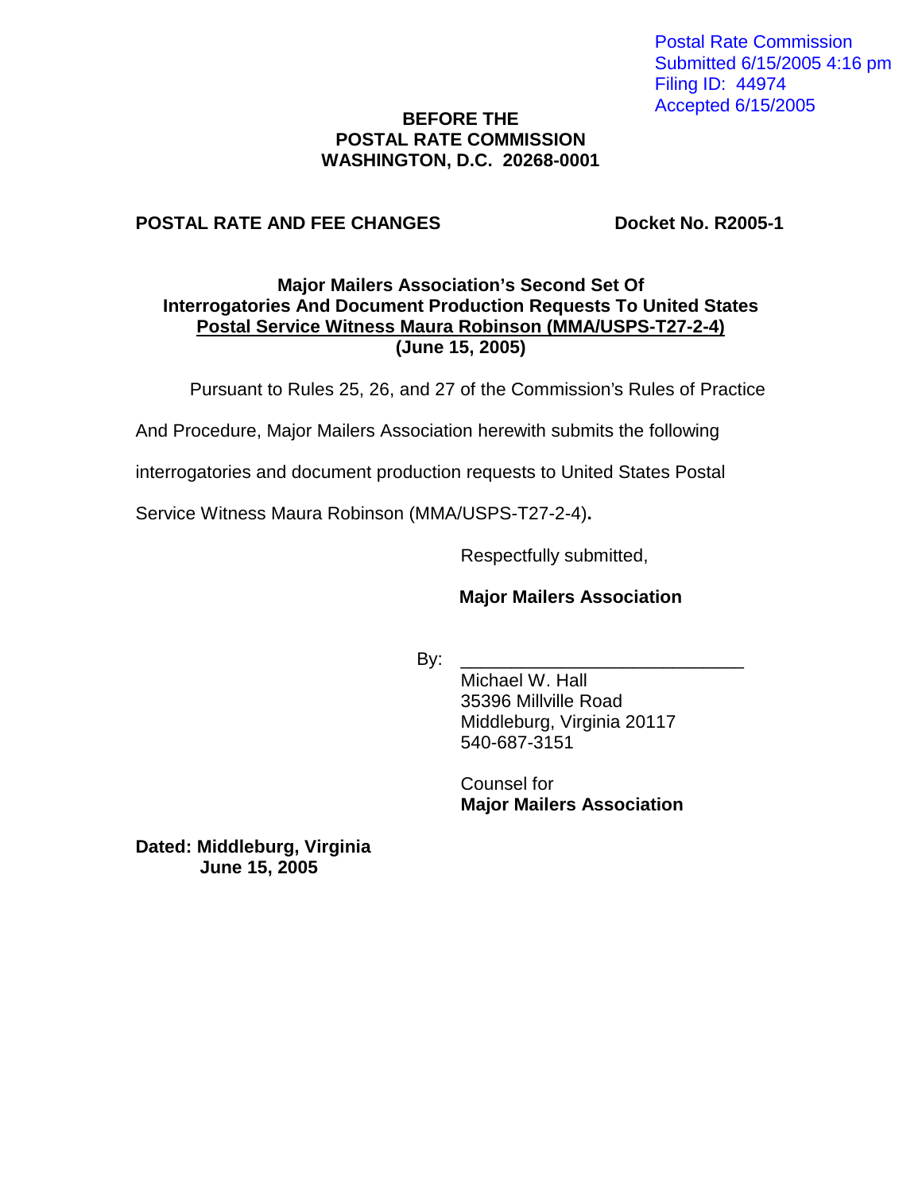Postal Rate Commission
Submitted 6/15/2005 4:16 pm
Filing ID: 44974
Accepted 6/15/2005

**BEFORE THE**
**POSTAL RATE COMMISSION**
**WASHINGTON, D.C. 20268-0001**

**POSTAL RATE AND FEE CHANGES** **Docket No. R2005-1**

**Major Mailers Association's Second Set Of Interrogatories And Document Production Requests To United States Postal Service Witness Maura Robinson (MMA/USPS-T27-2-4)**
**(June 15, 2005)**

Pursuant to Rules 25, 26, and 27 of the Commission's Rules of Practice And Procedure, Major Mailers Association herewith submits the following interrogatories and document production requests to United States Postal Service Witness Maura Robinson (MMA/USPS-T27-2-4)**.**

Respectfully submitted,

**Major Mailers Association**

By: ____________________________
Michael W. Hall
35396 Millville Road
Middleburg, Virginia 20117
540-687-3151

Counsel for
**Major Mailers Association**

**Dated: Middleburg, Virginia**
**June 15, 2005**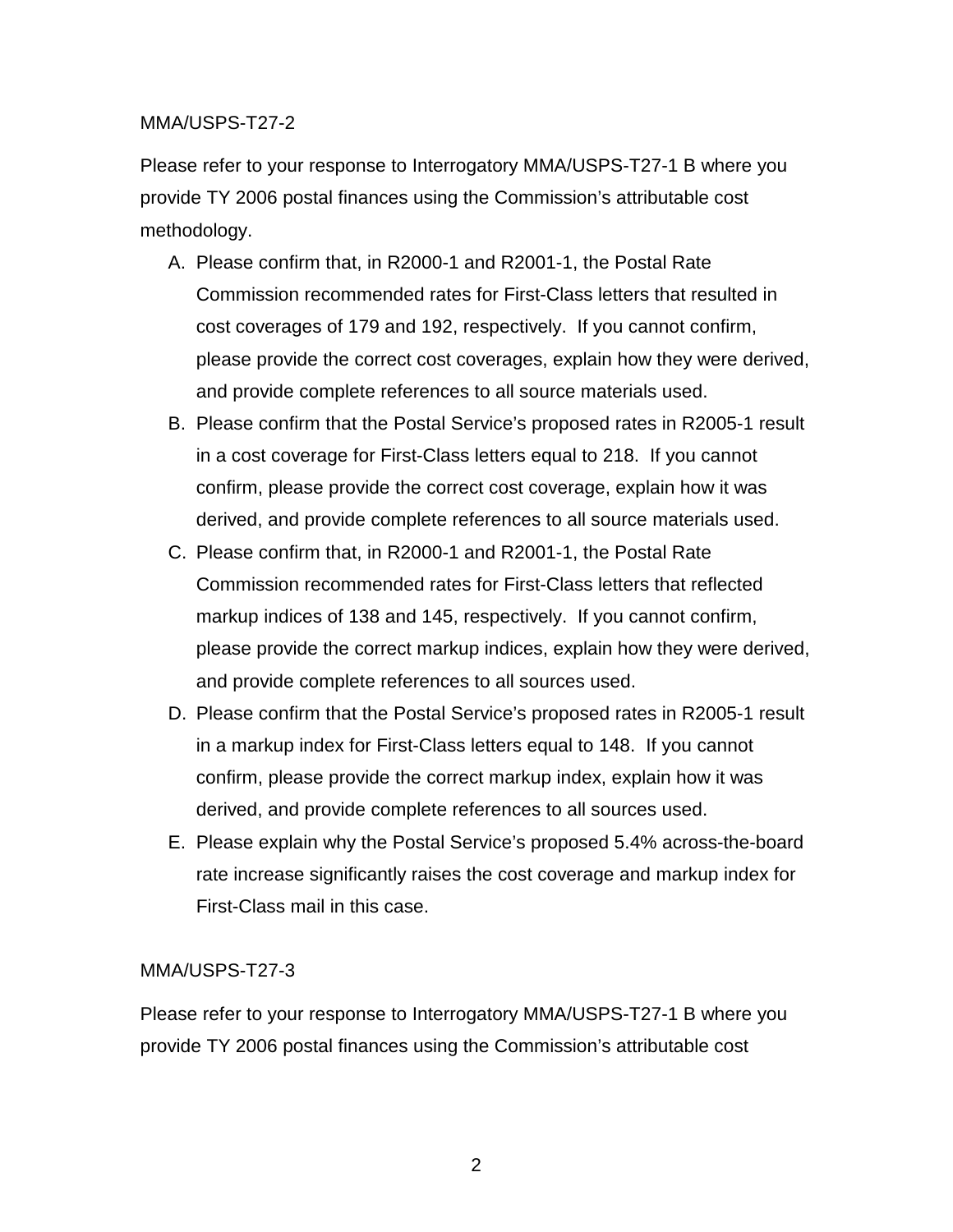MMA/USPS-T27-2

Please refer to your response to Interrogatory MMA/USPS-T27-1 B where you provide TY 2006 postal finances using the Commission's attributable cost methodology.

A. Please confirm that, in R2000-1 and R2001-1, the Postal Rate Commission recommended rates for First-Class letters that resulted in cost coverages of 179 and 192, respectively. If you cannot confirm, please provide the correct cost coverages, explain how they were derived, and provide complete references to all source materials used.
B. Please confirm that the Postal Service's proposed rates in R2005-1 result in a cost coverage for First-Class letters equal to 218. If you cannot confirm, please provide the correct cost coverage, explain how it was derived, and provide complete references to all source materials used.
C. Please confirm that, in R2000-1 and R2001-1, the Postal Rate Commission recommended rates for First-Class letters that reflected markup indices of 138 and 145, respectively. If you cannot confirm, please provide the correct markup indices, explain how they were derived, and provide complete references to all sources used.
D. Please confirm that the Postal Service's proposed rates in R2005-1 result in a markup index for First-Class letters equal to 148. If you cannot confirm, please provide the correct markup index, explain how it was derived, and provide complete references to all sources used.
E. Please explain why the Postal Service's proposed 5.4% across-the-board rate increase significantly raises the cost coverage and markup index for First-Class mail in this case.

MMA/USPS-T27-3

Please refer to your response to Interrogatory MMA/USPS-T27-1 B where you provide TY 2006 postal finances using the Commission's attributable cost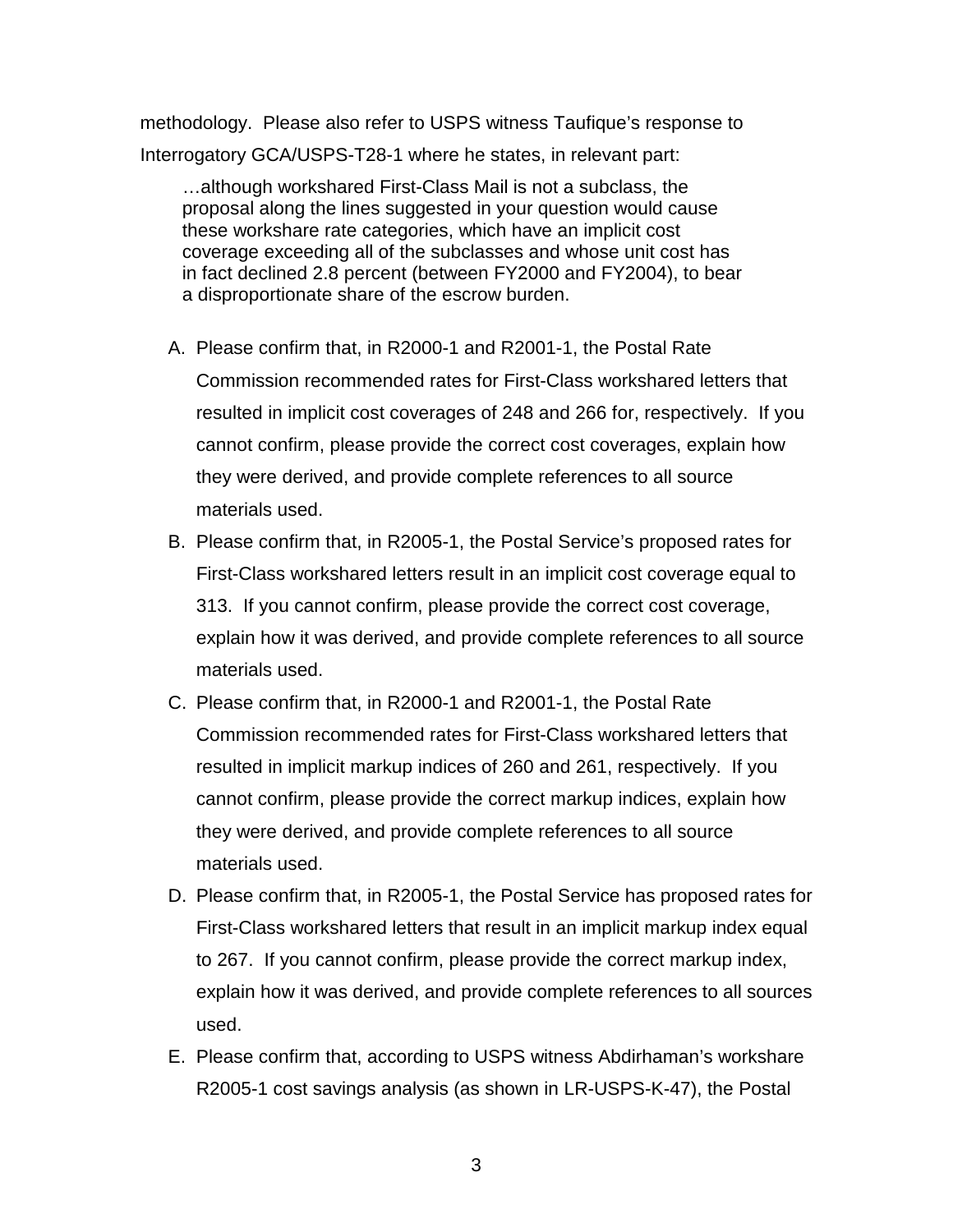methodology. Please also refer to USPS witness Taufique's response to Interrogatory GCA/USPS-T28-1 where he states, in relevant part:

> …although workshared First-Class Mail is not a subclass, the proposal along the lines suggested in your question would cause these workshare rate categories, which have an implicit cost coverage exceeding all of the subclasses and whose unit cost has in fact declined 2.8 percent (between FY2000 and FY2004), to bear a disproportionate share of the escrow burden.

A. Please confirm that, in R2000-1 and R2001-1, the Postal Rate Commission recommended rates for First-Class workshared letters that resulted in implicit cost coverages of 248 and 266 for, respectively. If you cannot confirm, please provide the correct cost coverages, explain how they were derived, and provide complete references to all source materials used.

B. Please confirm that, in R2005-1, the Postal Service's proposed rates for First-Class workshared letters result in an implicit cost coverage equal to 313. If you cannot confirm, please provide the correct cost coverage, explain how it was derived, and provide complete references to all source materials used.

C. Please confirm that, in R2000-1 and R2001-1, the Postal Rate Commission recommended rates for First-Class workshared letters that resulted in implicit markup indices of 260 and 261, respectively. If you cannot confirm, please provide the correct markup indices, explain how they were derived, and provide complete references to all source materials used.

D. Please confirm that, in R2005-1, the Postal Service has proposed rates for First-Class workshared letters that result in an implicit markup index equal to 267. If you cannot confirm, please provide the correct markup index, explain how it was derived, and provide complete references to all sources used.

E. Please confirm that, according to USPS witness Abdirhaman's workshare R2005-1 cost savings analysis (as shown in LR-USPS-K-47), the Postal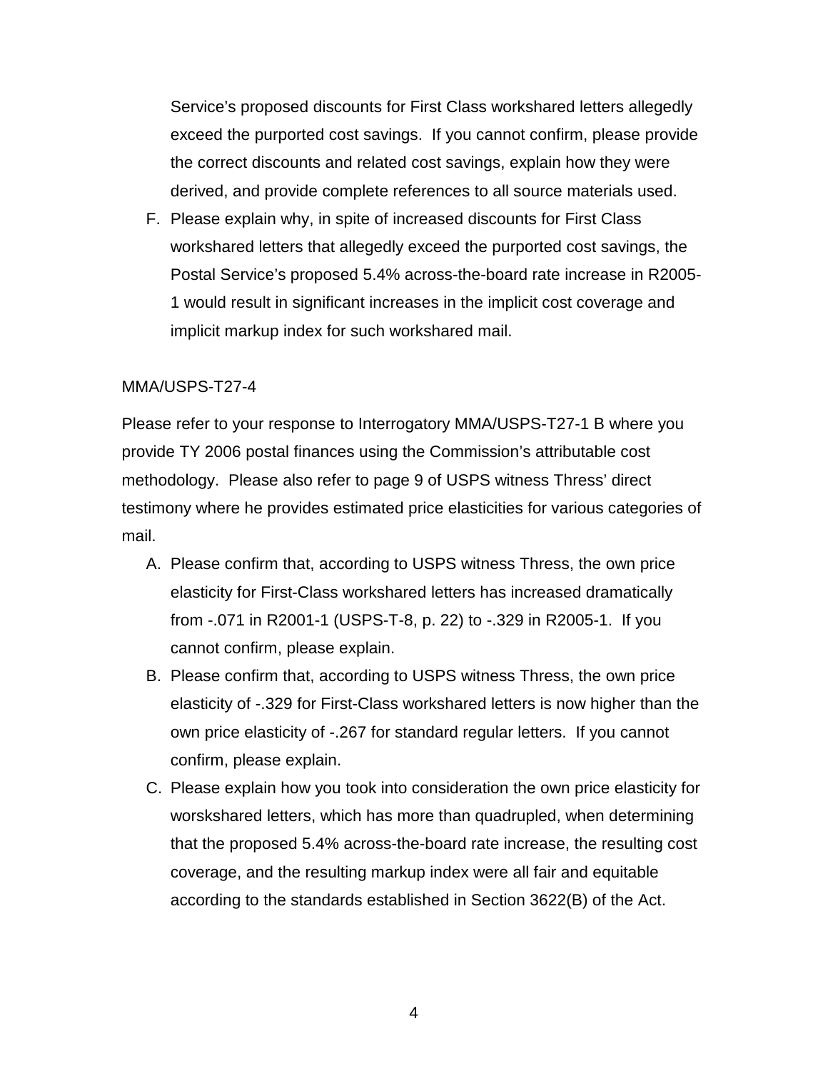Service's proposed discounts for First Class workshared letters allegedly exceed the purported cost savings. If you cannot confirm, please provide the correct discounts and related cost savings, explain how they were derived, and provide complete references to all source materials used.

F. Please explain why, in spite of increased discounts for First Class workshared letters that allegedly exceed the purported cost savings, the Postal Service's proposed 5.4% across-the-board rate increase in R2005-1 would result in significant increases in the implicit cost coverage and implicit markup index for such workshared mail.

MMA/USPS-T27-4

Please refer to your response to Interrogatory MMA/USPS-T27-1 B where you provide TY 2006 postal finances using the Commission's attributable cost methodology. Please also refer to page 9 of USPS witness Thress' direct testimony where he provides estimated price elasticities for various categories of mail.

A. Please confirm that, according to USPS witness Thress, the own price elasticity for First-Class workshared letters has increased dramatically from -.071 in R2001-1 (USPS-T-8, p. 22) to -.329 in R2005-1. If you cannot confirm, please explain.

B. Please confirm that, according to USPS witness Thress, the own price elasticity of -.329 for First-Class workshared letters is now higher than the own price elasticity of -.267 for standard regular letters. If you cannot confirm, please explain.

C. Please explain how you took into consideration the own price elasticity for worskshared letters, which has more than quadrupled, when determining that the proposed 5.4% across-the-board rate increase, the resulting cost coverage, and the resulting markup index were all fair and equitable according to the standards established in Section 3622(B) of the Act.